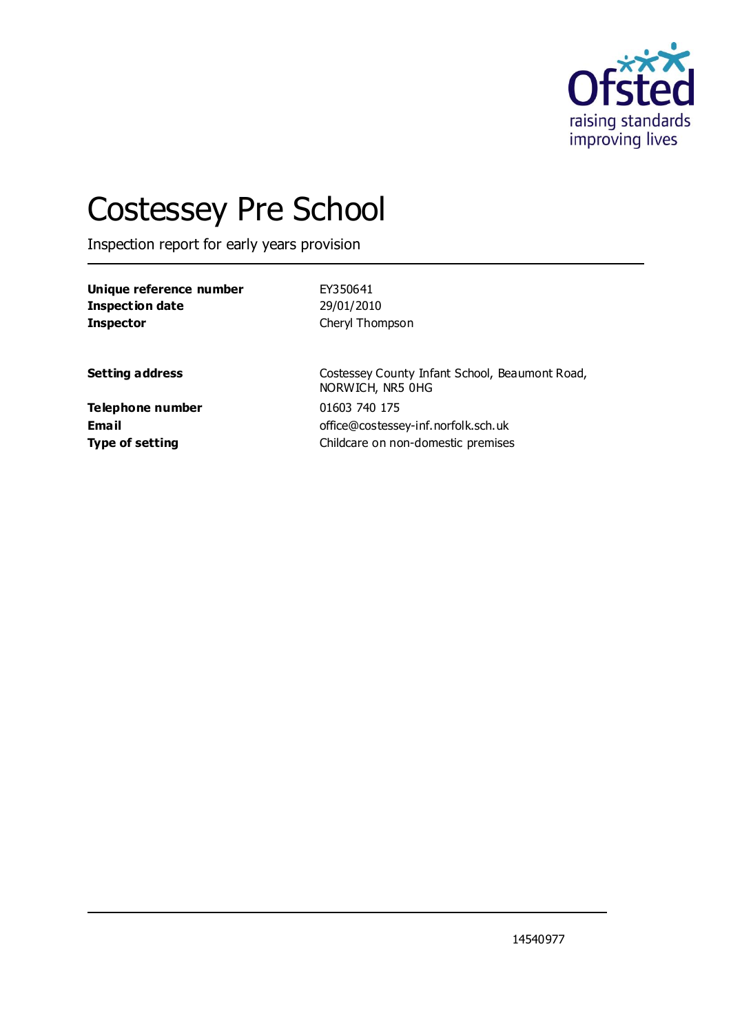# Costessey Pre School

Inspection report for early years provision

| | |
|---|---|
| **Unique reference number** | EY350641 |
| **Inspection date** | 29/01/2010 |
| **Inspector** | Cheryl Thompson |

| | |
|---|---|
| **Setting address** | Costessey County Infant School, Beaumont Road, NORWICH, NR5 0HG |
| **Telephone number** | 01603 740 175 |
| **Email** | office@costessey-inf.norfolk.sch.uk |
| **Type of setting** | Childcare on non-domestic premises |

14540977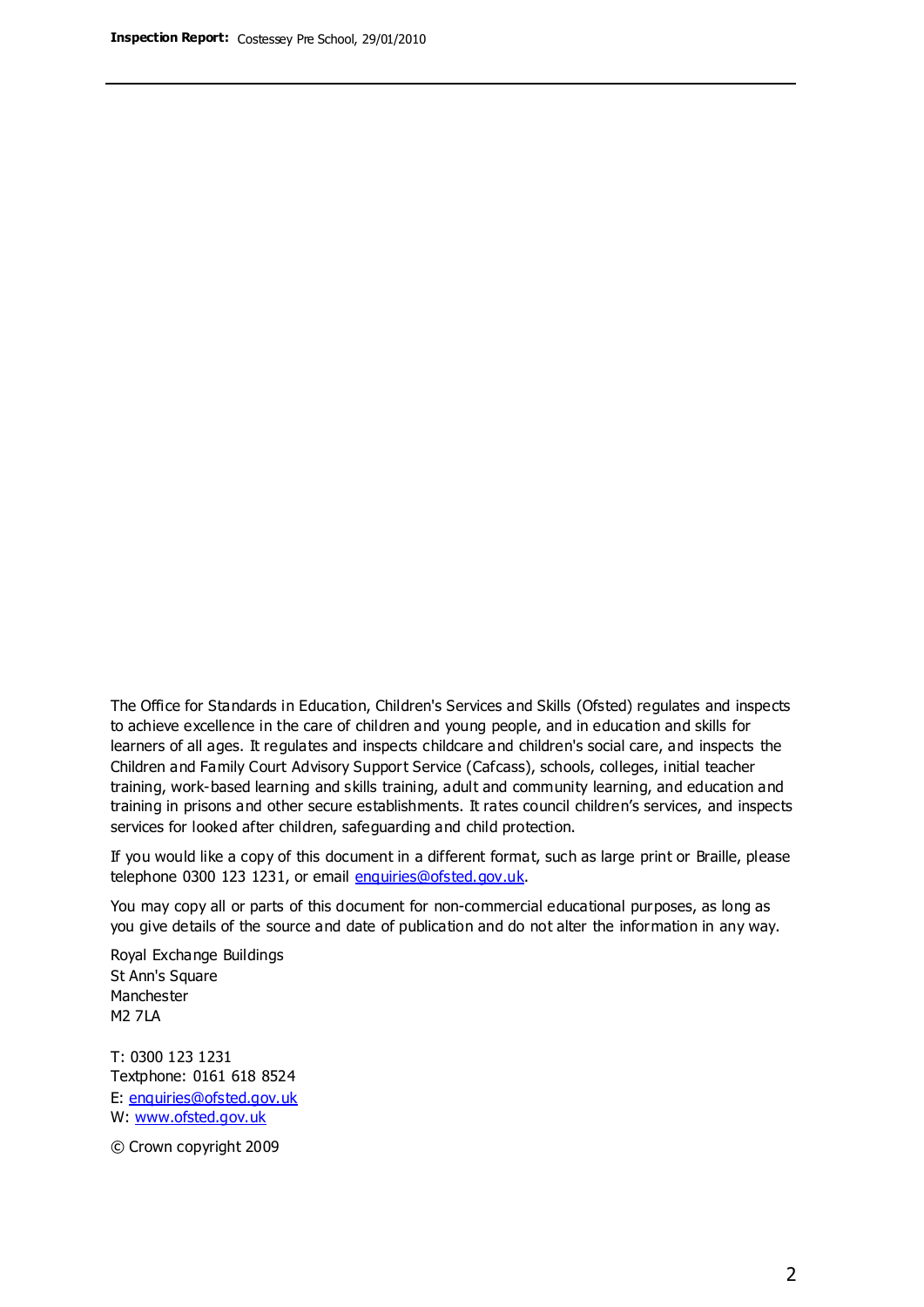The Office for Standards in Education, Children's Services and Skills (Ofsted) regulates and inspects to achieve excellence in the care of children and young people, and in education and skills for learners of all ages. It regulates and inspects childcare and children's social care, and inspects the Children and Family Court Advisory Support Service (Cafcass), schools, colleges, initial teacher training, work-based learning and skills training, adult and community learning, and education and training in prisons and other secure establishments. It rates council children's services, and inspects services for looked after children, safeguarding and child protection.

If you would like a copy of this document in a different format, such as large print or Braille, please telephone 0300 123 1231, or email enquiries@ofsted.gov.uk.

You may copy all or parts of this document for non-commercial educational purposes, as long as you give details of the source and date of publication and do not alter the information in any way.

Royal Exchange Buildings
St Ann's Square
Manchester
M2 7LA

T: 0300 123 1231
Textphone: 0161 618 8524
E: enquiries@ofsted.gov.uk
W: www.ofsted.gov.uk

© Crown copyright 2009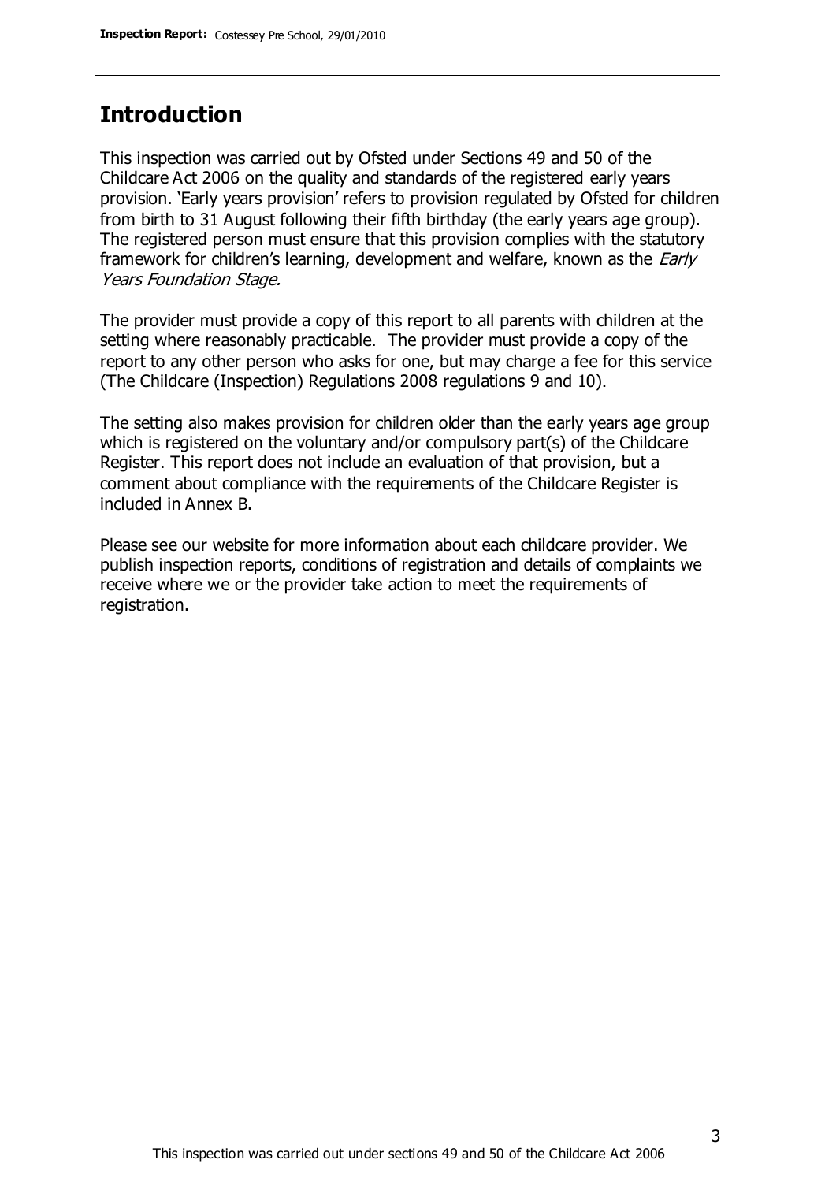## Introduction

This inspection was carried out by Ofsted under Sections 49 and 50 of the Childcare Act 2006 on the quality and standards of the registered early years provision. 'Early years provision' refers to provision regulated by Ofsted for children from birth to 31 August following their fifth birthday (the early years age group). The registered person must ensure that this provision complies with the statutory framework for children's learning, development and welfare, known as the *Early Years Foundation Stage.*

The provider must provide a copy of this report to all parents with children at the setting where reasonably practicable. The provider must provide a copy of the report to any other person who asks for one, but may charge a fee for this service (The Childcare (Inspection) Regulations 2008 regulations 9 and 10).

The setting also makes provision for children older than the early years age group which is registered on the voluntary and/or compulsory part(s) of the Childcare Register. This report does not include an evaluation of that provision, but a comment about compliance with the requirements of the Childcare Register is included in Annex B.

Please see our website for more information about each childcare provider. We publish inspection reports, conditions of registration and details of complaints we receive where we or the provider take action to meet the requirements of registration.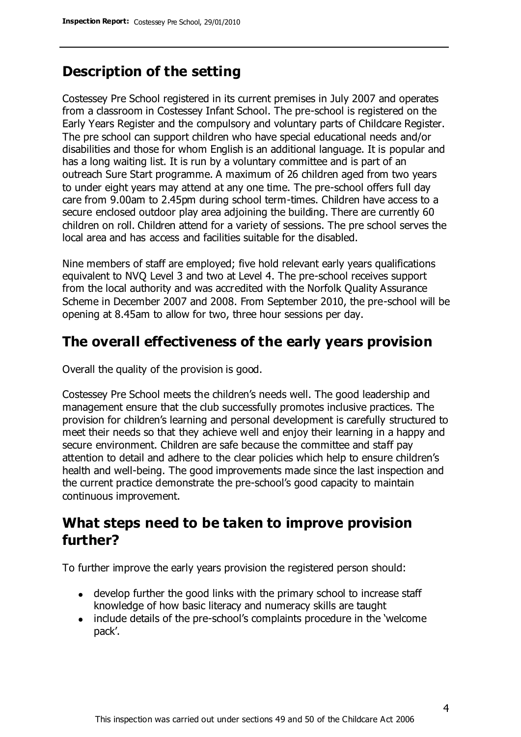## Description of the setting

Costessey Pre School registered in its current premises in July 2007 and operates from a classroom in Costessey Infant School. The pre-school is registered on the Early Years Register and the compulsory and voluntary parts of Childcare Register. The pre school can support children who have special educational needs and/or disabilities and those for whom English is an additional language. It is popular and has a long waiting list. It is run by a voluntary committee and is part of an outreach Sure Start programme. A maximum of 26 children aged from two years to under eight years may attend at any one time. The pre-school offers full day care from 9.00am to 2.45pm during school term-times. Children have access to a secure enclosed outdoor play area adjoining the building. There are currently 60 children on roll. Children attend for a variety of sessions. The pre school serves the local area and has access and facilities suitable for the disabled.

Nine members of staff are employed; five hold relevant early years qualifications equivalent to NVQ Level 3 and two at Level 4. The pre-school receives support from the local authority and was accredited with the Norfolk Quality Assurance Scheme in December 2007 and 2008. From September 2010, the pre-school will be opening at 8.45am to allow for two, three hour sessions per day.

## The overall effectiveness of the early years provision

Overall the quality of the provision is good.

Costessey Pre School meets the children's needs well. The good leadership and management ensure that the club successfully promotes inclusive practices. The provision for children's learning and personal development is carefully structured to meet their needs so that they achieve well and enjoy their learning in a happy and secure environment. Children are safe because the committee and staff pay attention to detail and adhere to the clear policies which help to ensure children's health and well-being. The good improvements made since the last inspection and the current practice demonstrate the pre-school's good capacity to maintain continuous improvement.

## What steps need to be taken to improve provision further?

To further improve the early years provision the registered person should:

- develop further the good links with the primary school to increase staff knowledge of how basic literacy and numeracy skills are taught
- include details of the pre-school's complaints procedure in the 'welcome pack'.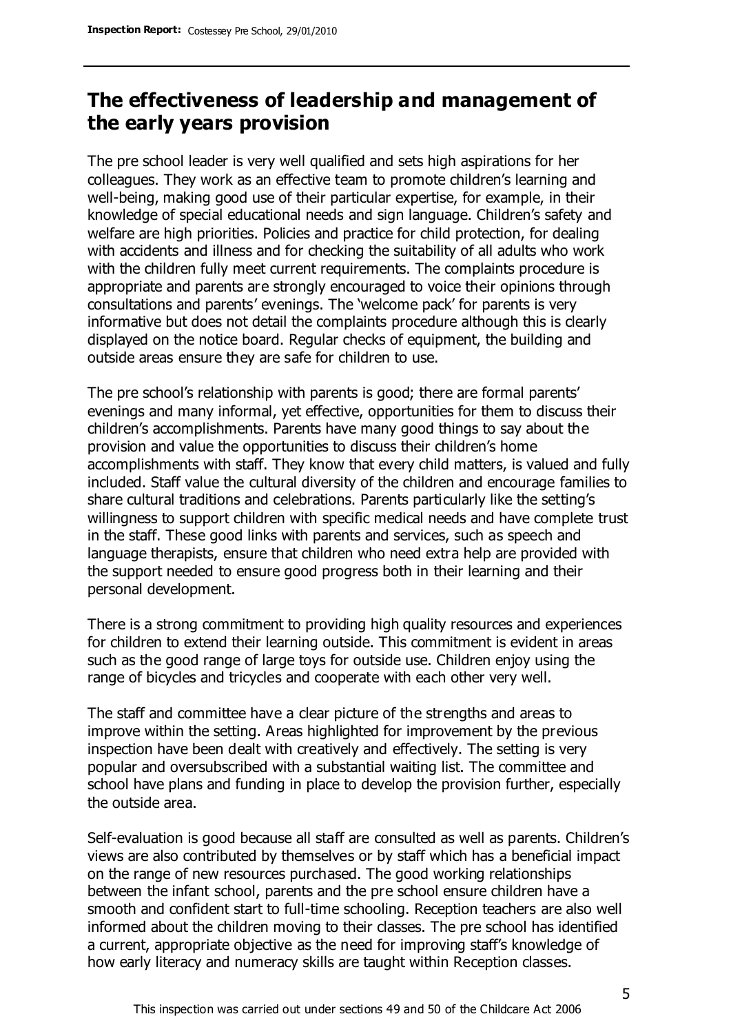## The effectiveness of leadership and management of the early years provision

The pre school leader is very well qualified and sets high aspirations for her colleagues. They work as an effective team to promote children's learning and well-being, making good use of their particular expertise, for example, in their knowledge of special educational needs and sign language. Children's safety and welfare are high priorities. Policies and practice for child protection, for dealing with accidents and illness and for checking the suitability of all adults who work with the children fully meet current requirements. The complaints procedure is appropriate and parents are strongly encouraged to voice their opinions through consultations and parents' evenings. The 'welcome pack' for parents is very informative but does not detail the complaints procedure although this is clearly displayed on the notice board. Regular checks of equipment, the building and outside areas ensure they are safe for children to use.

The pre school's relationship with parents is good; there are formal parents' evenings and many informal, yet effective, opportunities for them to discuss their children's accomplishments. Parents have many good things to say about the provision and value the opportunities to discuss their children's home accomplishments with staff. They know that every child matters, is valued and fully included. Staff value the cultural diversity of the children and encourage families to share cultural traditions and celebrations. Parents particularly like the setting's willingness to support children with specific medical needs and have complete trust in the staff. These good links with parents and services, such as speech and language therapists, ensure that children who need extra help are provided with the support needed to ensure good progress both in their learning and their personal development.

There is a strong commitment to providing high quality resources and experiences for children to extend their learning outside. This commitment is evident in areas such as the good range of large toys for outside use. Children enjoy using the range of bicycles and tricycles and cooperate with each other very well.

The staff and committee have a clear picture of the strengths and areas to improve within the setting. Areas highlighted for improvement by the previous inspection have been dealt with creatively and effectively. The setting is very popular and oversubscribed with a substantial waiting list. The committee and school have plans and funding in place to develop the provision further, especially the outside area.

Self-evaluation is good because all staff are consulted as well as parents. Children's views are also contributed by themselves or by staff which has a beneficial impact on the range of new resources purchased. The good working relationships between the infant school, parents and the pre school ensure children have a smooth and confident start to full-time schooling. Reception teachers are also well informed about the children moving to their classes. The pre school has identified a current, appropriate objective as the need for improving staff's knowledge of how early literacy and numeracy skills are taught within Reception classes.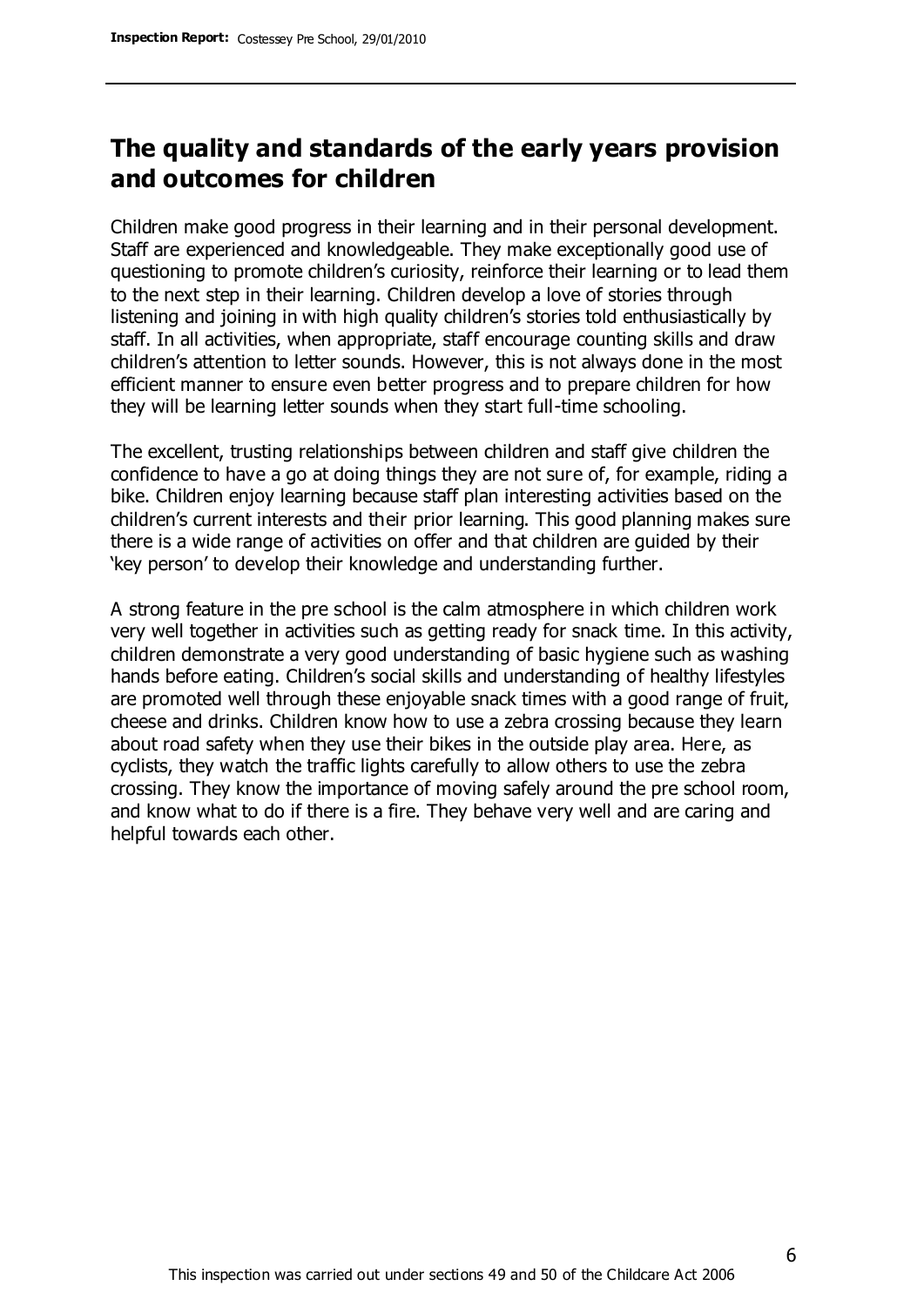## The quality and standards of the early years provision and outcomes for children

Children make good progress in their learning and in their personal development. Staff are experienced and knowledgeable. They make exceptionally good use of questioning to promote children's curiosity, reinforce their learning or to lead them to the next step in their learning. Children develop a love of stories through listening and joining in with high quality children's stories told enthusiastically by staff. In all activities, when appropriate, staff encourage counting skills and draw children's attention to letter sounds. However, this is not always done in the most efficient manner to ensure even better progress and to prepare children for how they will be learning letter sounds when they start full-time schooling.

The excellent, trusting relationships between children and staff give children the confidence to have a go at doing things they are not sure of, for example, riding a bike. Children enjoy learning because staff plan interesting activities based on the children's current interests and their prior learning. This good planning makes sure there is a wide range of activities on offer and that children are guided by their 'key person' to develop their knowledge and understanding further.

A strong feature in the pre school is the calm atmosphere in which children work very well together in activities such as getting ready for snack time. In this activity, children demonstrate a very good understanding of basic hygiene such as washing hands before eating. Children's social skills and understanding of healthy lifestyles are promoted well through these enjoyable snack times with a good range of fruit, cheese and drinks. Children know how to use a zebra crossing because they learn about road safety when they use their bikes in the outside play area. Here, as cyclists, they watch the traffic lights carefully to allow others to use the zebra crossing. They know the importance of moving safely around the pre school room, and know what to do if there is a fire. They behave very well and are caring and helpful towards each other.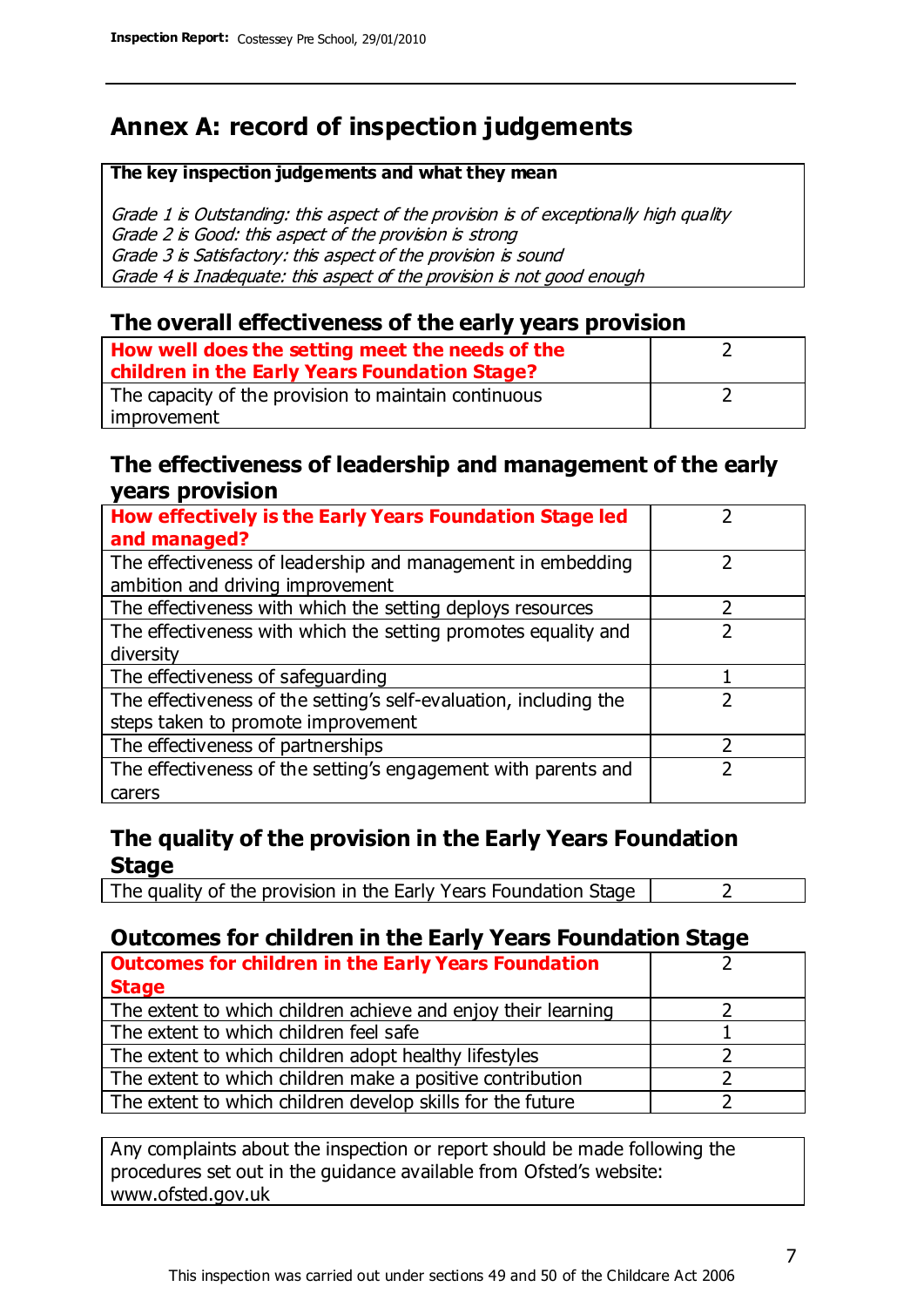## Annex A: record of inspection judgements

**The key inspection judgements and what they mean**

*Grade 1 is Outstanding: this aspect of the provision is of exceptionally high quality*
*Grade 2 is Good: this aspect of the provision is strong*
*Grade 3 is Satisfactory: this aspect of the provision is sound*
*Grade 4 is Inadequate: this aspect of the provision is not good enough*

### The overall effectiveness of the early years provision

| | |
|---|---|
| **How well does the setting meet the needs of the children in the Early Years Foundation Stage?** | 2 |
| The capacity of the provision to maintain continuous improvement | 2 |

### The effectiveness of leadership and management of the early years provision

| | |
|---|---|
| **How effectively is the Early Years Foundation Stage led and managed?** | 2 |
| The effectiveness of leadership and management in embedding ambition and driving improvement | 2 |
| The effectiveness with which the setting deploys resources | 2 |
| The effectiveness with which the setting promotes equality and diversity | 2 |
| The effectiveness of safeguarding | 1 |
| The effectiveness of the setting's self-evaluation, including the steps taken to promote improvement | 2 |
| The effectiveness of partnerships | 2 |
| The effectiveness of the setting's engagement with parents and carers | 2 |

### The quality of the provision in the Early Years Foundation Stage

| | |
|---|---|
| The quality of the provision in the Early Years Foundation Stage | 2 |

### Outcomes for children in the Early Years Foundation Stage

| | |
|---|---|
| **Outcomes for children in the Early Years Foundation Stage** | 2 |
| The extent to which children achieve and enjoy their learning | 2 |
| The extent to which children feel safe | 1 |
| The extent to which children adopt healthy lifestyles | 2 |
| The extent to which children make a positive contribution | 2 |
| The extent to which children develop skills for the future | 2 |

Any complaints about the inspection or report should be made following the procedures set out in the guidance available from Ofsted's website: www.ofsted.gov.uk

This inspection was carried out under sections 49 and 50 of the Childcare Act 2006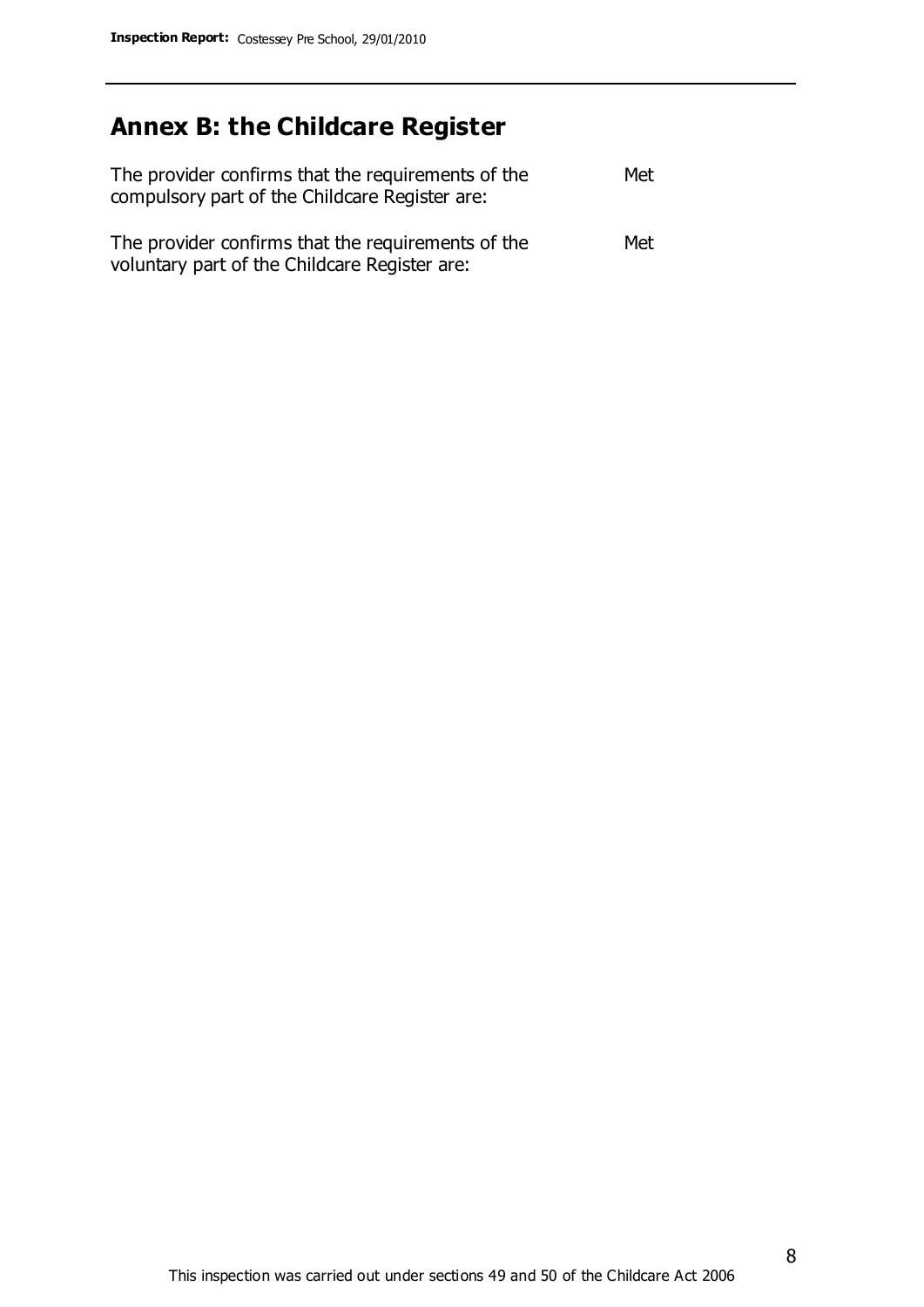# Annex B: the Childcare Register

| | |
|---|---|
| The provider confirms that the requirements of the compulsory part of the Childcare Register are: | Met |
| The provider confirms that the requirements of the voluntary part of the Childcare Register are: | Met |

This inspection was carried out under sections 49 and 50 of the Childcare Act 2006